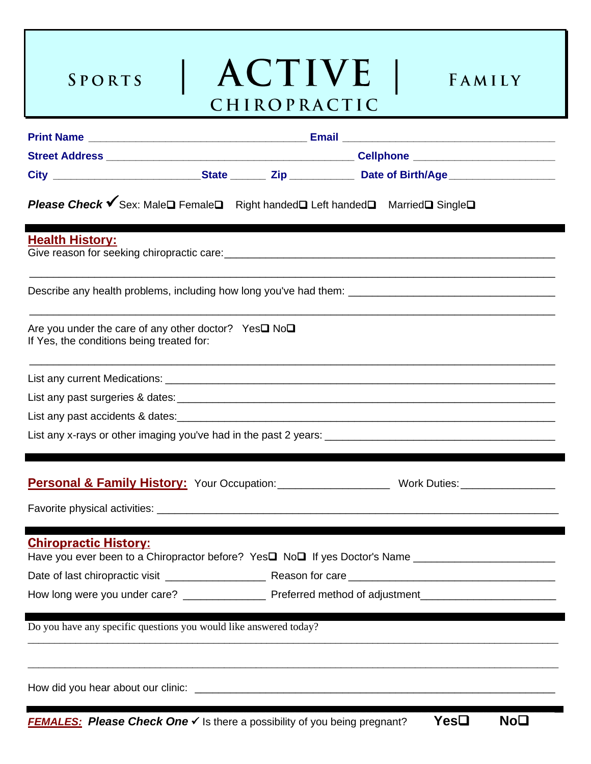# SPORTS | ACTIVE | FAMILY
## CHIROPRACTIC

**Print Name** ___________________________________ **Email** ___________________________________

**Street Address** ________________________________________ **Cellphone** _______________________

**City** ________________________ **State** ______ **Zip** ___________ **Date of Birth/Age** __________________

***Please Check*** ✓ Sex: Male❑ Female❑ Right handed❑ Left handed❑ Married❑ Single❑

## Health History:

Give reason for seeking chiropractic care: _______________________________________________________

_____________________________________________________________________________________

Describe any health problems, including how long you've had them: ______________________________

_____________________________________________________________________________________

Are you under the care of any other doctor? Yes❑ No❑
If Yes, the conditions being treated for:

_____________________________________________________________________________________

List any current Medications: _____________________________________________________________

List any past surgeries & dates: ___________________________________________________________

List any past accidents & dates: ___________________________________________________________

List any x-rays or other imaging you've had in the past 2 years: _______________________________

## Personal & Family History:

Your Occupation: __________________ Work Duties: _______________

Favorite physical activities: ______________________________________________________________

## Chiropractic History:

Have you ever been to a Chiropractor before? Yes❑ No❑ If yes Doctor's Name ______________________

Date of last chiropractic visit ________________ Reason for care ______________________________

How long were you under care? _____________ Preferred method of adjustment____________________

Do you have any specific questions you would like answered today?

_____________________________________________________________________________________

_____________________________________________________________________________________

How did you hear about our clinic: ________________________________________________________

***FEMALES:*** ***Please Check One*** ✓ Is there a possibility of you being pregnant? **Yes❑** **No❑**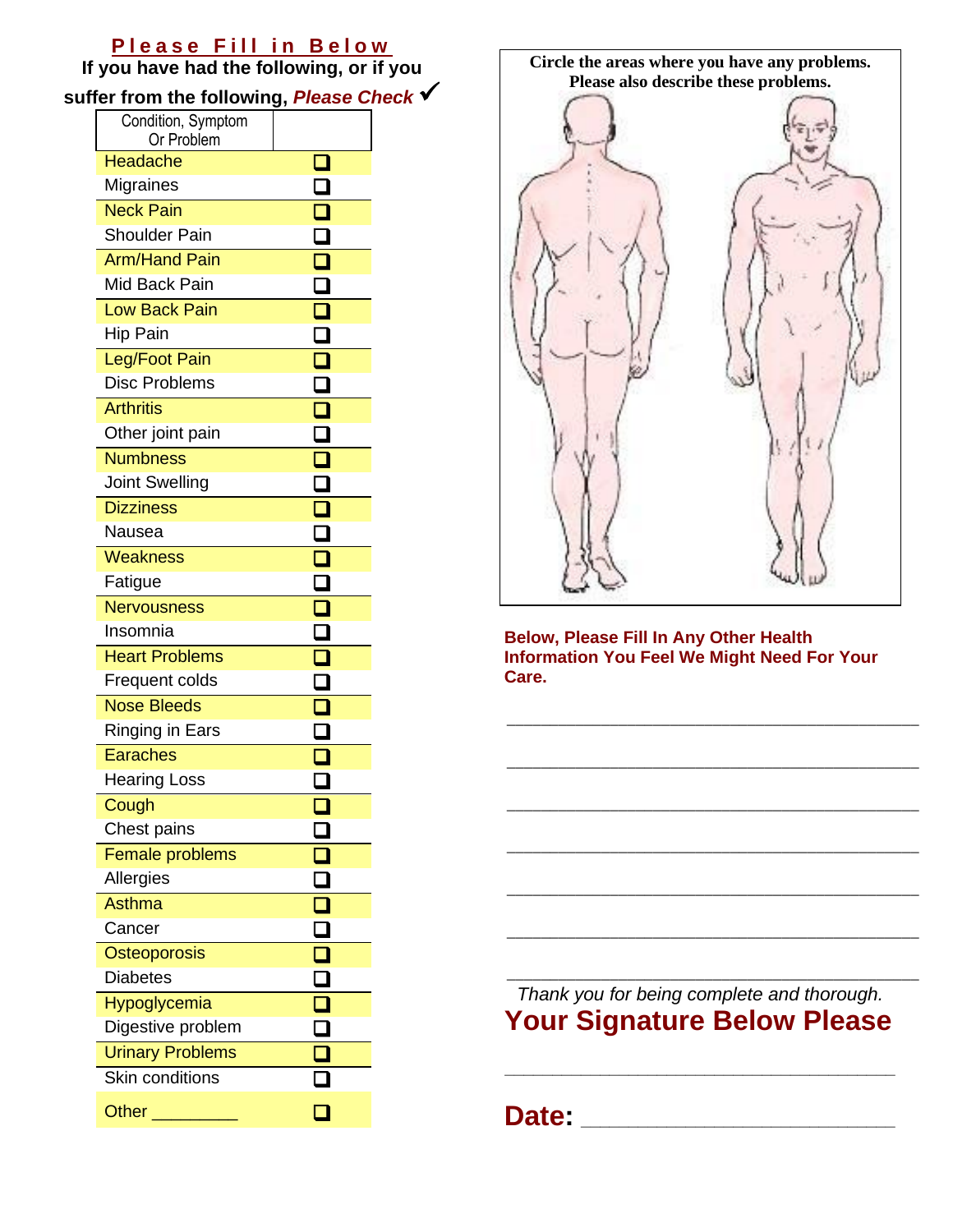## Please Fill in Below

**If you have had the following, or if you suffer from the following, *Please Check* ✓**

| Condition, Symptom Or Problem | |
|---|---|
| Headache | ❑ |
| Migraines | ❑ |
| Neck Pain | ❑ |
| Shoulder Pain | ❑ |
| Arm/Hand Pain | ❑ |
| Mid Back Pain | ❑ |
| Low Back Pain | ❑ |
| Hip Pain | ❑ |
| Leg/Foot Pain | ❑ |
| Disc Problems | ❑ |
| Arthritis | ❑ |
| Other joint pain | ❑ |
| Numbness | ❑ |
| Joint Swelling | ❑ |
| Dizziness | ❑ |
| Nausea | ❑ |
| Weakness | ❑ |
| Fatigue | ❑ |
| Nervousness | ❑ |
| Insomnia | ❑ |
| Heart Problems | ❑ |
| Frequent colds | ❑ |
| Nose Bleeds | ❑ |
| Ringing in Ears | ❑ |
| Earaches | ❑ |
| Hearing Loss | ❑ |
| Cough | ❑ |
| Chest pains | ❑ |
| Female problems | ❑ |
| Allergies | ❑ |
| Asthma | ❑ |
| Cancer | ❑ |
| Osteoporosis | ❑ |
| Diabetes | ❑ |
| Hypoglycemia | ❑ |
| Digestive problem | ❑ |
| Urinary Problems | ❑ |
| Skin conditions | ❑ |
| Other _________ | ❑ |

**Circle the areas where you have any problems. Please also describe these problems.**

**Below, Please Fill In Any Other Health Information You Feel We Might Need For Your Care.**

_______________________________________________

_______________________________________________

_______________________________________________

_______________________________________________

_______________________________________________

_______________________________________________

_______________________________________________

*Thank you for being complete and thorough.*

**Your Signature Below Please**

_______________________________________________

**Date:** _______________________